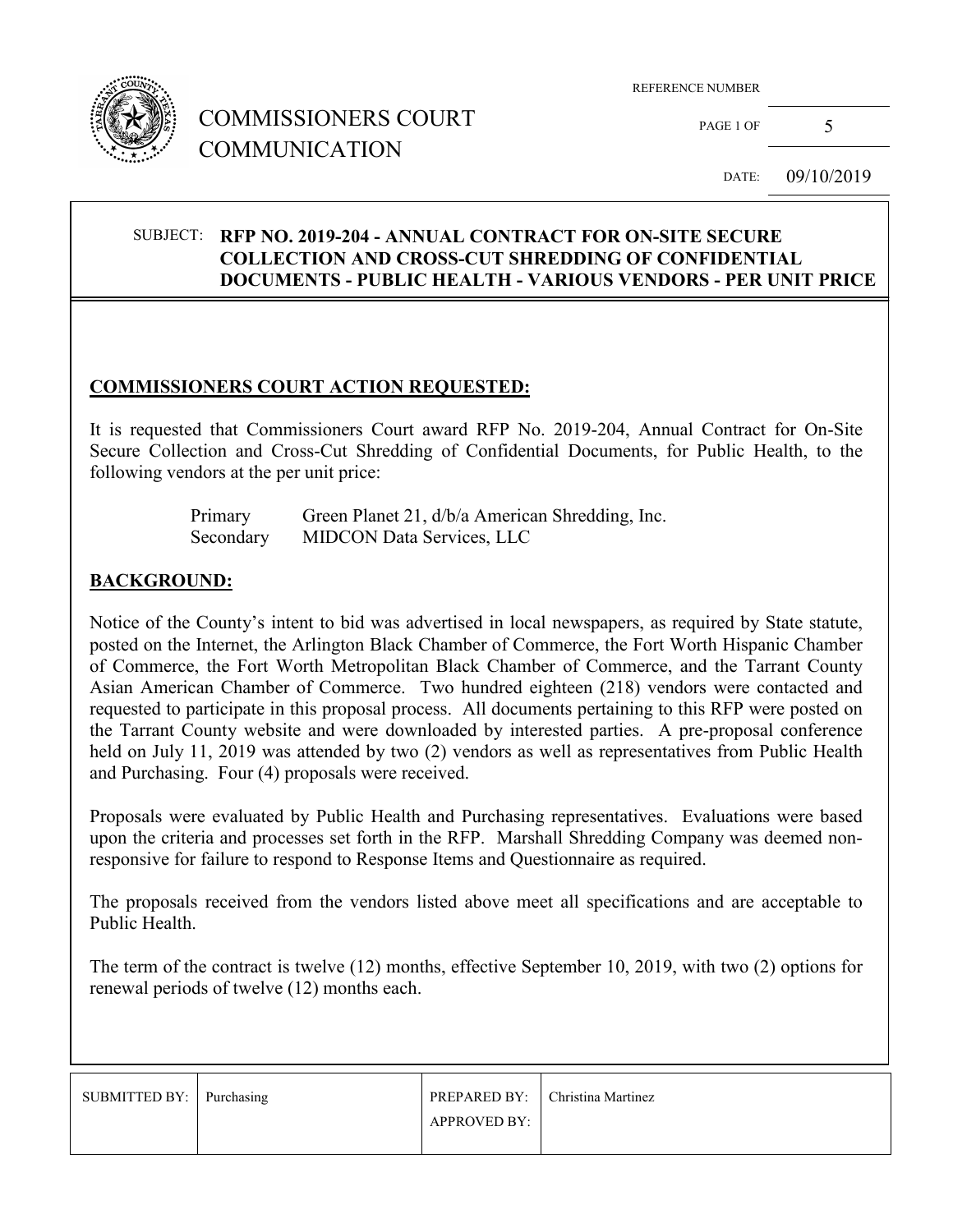# COMMISSIONERS COURT COMMUNICATION

REFERENCE NUMBER

DATE: 09/10/2019

**SUBJECT: RFP NO. 2019-204 - ANNUAL CONTRACT FOR ON-SITE SECURE COLLECTION AND CROSS-CUT SHREDDING OF CONFIDENTIAL DOCUMENTS - PUBLIC HEALTH - VARIOUS VENDORS - PER UNIT PRICE**

## COMMISSIONERS COURT ACTION REQUESTED:

It is requested that Commissioners Court award RFP No. 2019-204, Annual Contract for On-Site Secure Collection and Cross-Cut Shredding of Confidential Documents, for Public Health, to the following vendors at the per unit price:

| | |
|---|---|
| Primary | Green Planet 21, d/b/a American Shredding, Inc. |
| Secondary | MIDCON Data Services, LLC |

## BACKGROUND:

Notice of the County's intent to bid was advertised in local newspapers, as required by State statute, posted on the Internet, the Arlington Black Chamber of Commerce, the Fort Worth Hispanic Chamber of Commerce, the Fort Worth Metropolitan Black Chamber of Commerce, and the Tarrant County Asian American Chamber of Commerce. Two hundred eighteen (218) vendors were contacted and requested to participate in this proposal process. All documents pertaining to this RFP were posted on the Tarrant County website and were downloaded by interested parties. A pre-proposal conference held on July 11, 2019 was attended by two (2) vendors as well as representatives from Public Health and Purchasing. Four (4) proposals were received.

Proposals were evaluated by Public Health and Purchasing representatives. Evaluations were based upon the criteria and processes set forth in the RFP. Marshall Shredding Company was deemed non-responsive for failure to respond to Response Items and Questionnaire as required.

The proposals received from the vendors listed above meet all specifications and are acceptable to Public Health.

The term of the contract is twelve (12) months, effective September 10, 2019, with two (2) options for renewal periods of twelve (12) months each.

| SUBMITTED BY: | Purchasing | PREPARED BY: | Christina Martinez |
|---|---|---|---|
| | | APPROVED BY: | |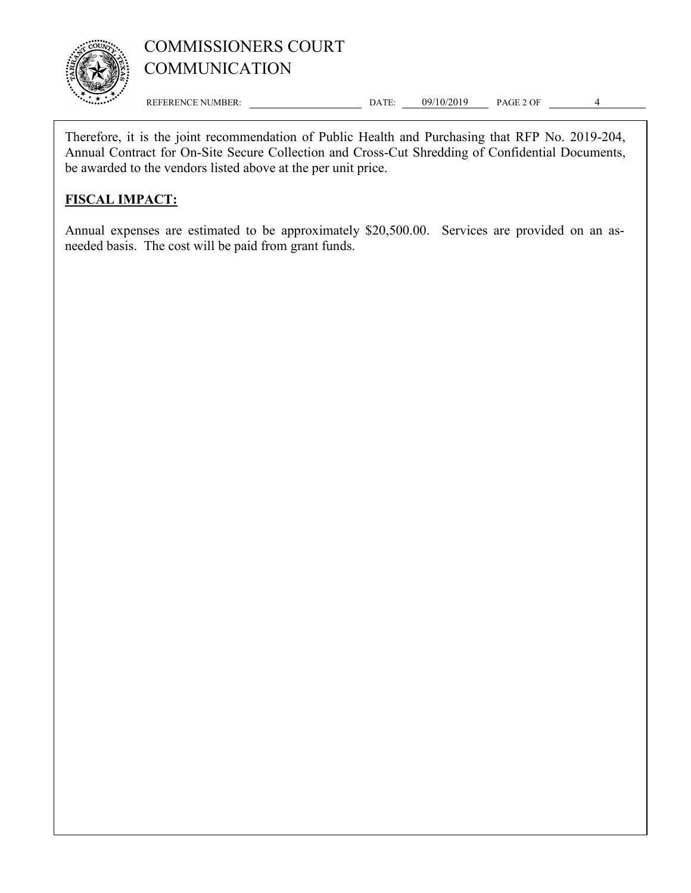Therefore, it is the joint recommendation of Public Health and Purchasing that RFP No. 2019-204, Annual Contract for On-Site Secure Collection and Cross-Cut Shredding of Confidential Documents, be awarded to the vendors listed above at the per unit price.

**FISCAL IMPACT:**

Annual expenses are estimated to be approximately $20,500.00. Services are provided on an as-needed basis. The cost will be paid from grant funds.